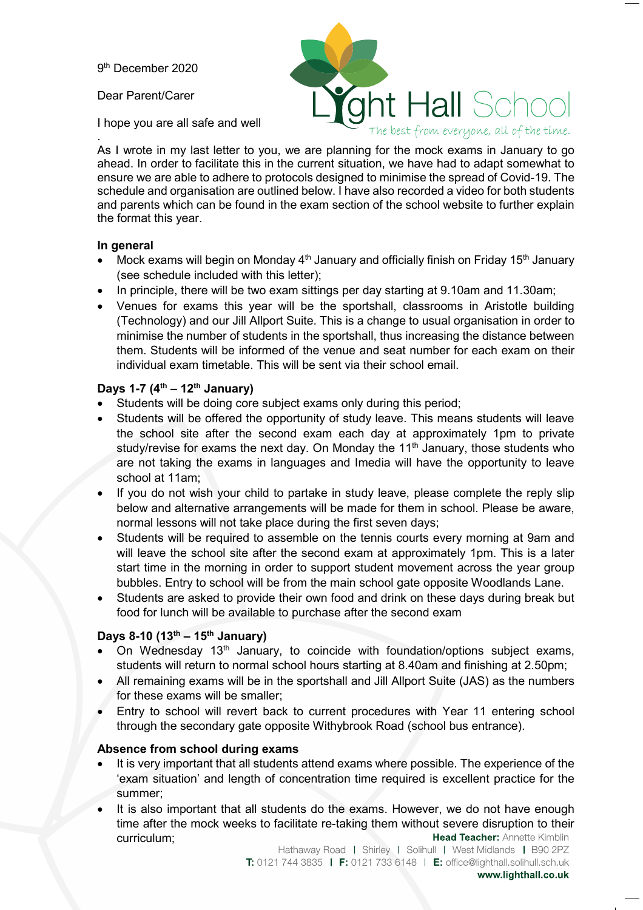9th December 2020

Dear Parent/Carer

I hope you are all safe and well

.

As I wrote in my last letter to you, we are planning for the mock exams in January to go ahead. In order to facilitate this in the current situation, we have had to adapt somewhat to ensure we are able to adhere to protocols designed to minimise the spread of Covid-19. The schedule and organisation are outlined below. I have also recorded a video for both students and parents which can be found in the exam section of the school website to further explain the format this year.

**In general**

- Mock exams will begin on Monday 4th January and officially finish on Friday 15th January (see schedule included with this letter);
- In principle, there will be two exam sittings per day starting at 9.10am and 11.30am;
- Venues for exams this year will be the sportshall, classrooms in Aristotle building (Technology) and our Jill Allport Suite. This is a change to usual organisation in order to minimise the number of students in the sportshall, thus increasing the distance between them. Students will be informed of the venue and seat number for each exam on their individual exam timetable. This will be sent via their school email.

**Days 1-7 (4th – 12th January)**

- Students will be doing core subject exams only during this period;
- Students will be offered the opportunity of study leave. This means students will leave the school site after the second exam each day at approximately 1pm to private study/revise for exams the next day. On Monday the 11th January, those students who are not taking the exams in languages and Imedia will have the opportunity to leave school at 11am;
- If you do not wish your child to partake in study leave, please complete the reply slip below and alternative arrangements will be made for them in school. Please be aware, normal lessons will not take place during the first seven days;
- Students will be required to assemble on the tennis courts every morning at 9am and will leave the school site after the second exam at approximately 1pm. This is a later start time in the morning in order to support student movement across the year group bubbles. Entry to school will be from the main school gate opposite Woodlands Lane.
- Students are asked to provide their own food and drink on these days during break but food for lunch will be available to purchase after the second exam

**Days 8-10 (13th – 15th January)**

- On Wednesday 13th January, to coincide with foundation/options subject exams, students will return to normal school hours starting at 8.40am and finishing at 2.50pm;
- All remaining exams will be in the sportshall and Jill Allport Suite (JAS) as the numbers for these exams will be smaller;
- Entry to school will revert back to current procedures with Year 11 entering school through the secondary gate opposite Withybrook Road (school bus entrance).

**Absence from school during exams**

- It is very important that all students attend exams where possible. The experience of the 'exam situation' and length of concentration time required is excellent practice for the summer;
- It is also important that all students do the exams. However, we do not have enough time after the mock weeks to facilitate re-taking them without severe disruption to their curriculum;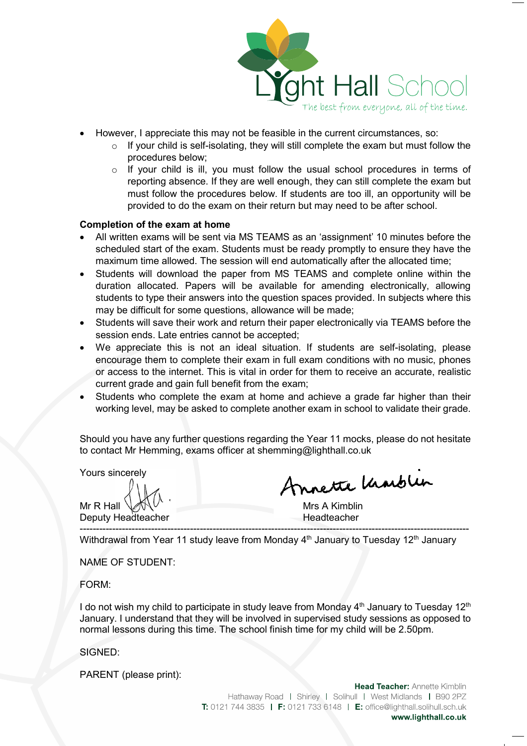- However, I appreciate this may not be feasible in the current circumstances, so:
  - If your child is self-isolating, they will still complete the exam but must follow the procedures below;
  - If your child is ill, you must follow the usual school procedures in terms of reporting absence. If they are well enough, they can still complete the exam but must follow the procedures below. If students are too ill, an opportunity will be provided to do the exam on their return but may need to be after school.

**Completion of the exam at home**

- All written exams will be sent via MS TEAMS as an 'assignment' 10 minutes before the scheduled start of the exam. Students must be ready promptly to ensure they have the maximum time allowed. The session will end automatically after the allocated time;
- Students will download the paper from MS TEAMS and complete online within the duration allocated. Papers will be available for amending electronically, allowing students to type their answers into the question spaces provided. In subjects where this may be difficult for some questions, allowance will be made;
- Students will save their work and return their paper electronically via TEAMS before the session ends. Late entries cannot be accepted;
- We appreciate this is not an ideal situation. If students are self-isolating, please encourage them to complete their exam in full exam conditions with no music, phones or access to the internet. This is vital in order for them to receive an accurate, realistic current grade and gain full benefit from the exam;
- Students who complete the exam at home and achieve a grade far higher than their working level, may be asked to complete another exam in school to validate their grade.

Should you have any further questions regarding the Year 11 mocks, please do not hesitate to contact Mr Hemming, exams officer at shemming@lighthall.co.uk

Yours sincerely

Mr R Hall
Deputy Headteacher

Mrs A Kimblin
Headteacher

---

Withdrawal from Year 11 study leave from Monday 4th January to Tuesday 12th January

NAME OF STUDENT:

FORM:

I do not wish my child to participate in study leave from Monday 4th January to Tuesday 12th January. I understand that they will be involved in supervised study sessions as opposed to normal lessons during this time. The school finish time for my child will be 2.50pm.

SIGNED:

PARENT (please print):